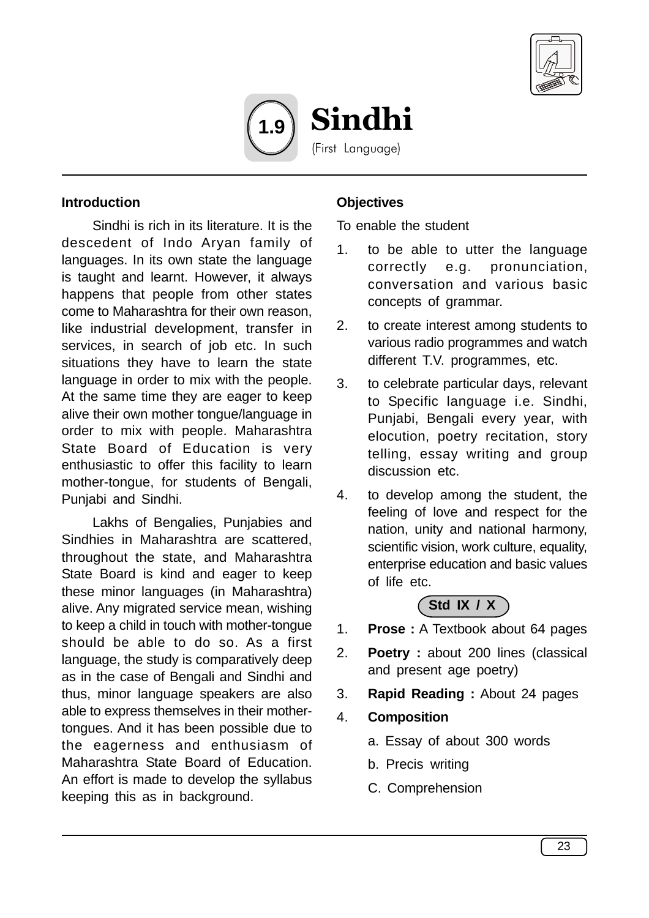# 1.9 Sindhi

(First Language)

## Introduction

Sindhi is rich in its literature. It is the descedent of Indo Aryan family of languages. In its own state the language is taught and learnt. However, it always happens that people from other states come to Maharashtra for their own reason, like industrial development, transfer in services, in search of job etc. In such situations they have to learn the state language in order to mix with the people. At the same time they are eager to keep alive their own mother tongue/language in order to mix with people. Maharashtra State Board of Education is very enthusiastic to offer this facility to learn mother-tongue, for students of Bengali, Punjabi and Sindhi.

Lakhs of Bengalies, Punjabies and Sindhies in Maharashtra are scattered, throughout the state, and Maharashtra State Board is kind and eager to keep these minor languages (in Maharashtra) alive. Any migrated service mean, wishing to keep a child in touch with mother-tongue should be able to do so. As a first language, the study is comparatively deep as in the case of Bengali and Sindhi and thus, minor language speakers are also able to express themselves in their mother-tongues. And it has been possible due to the eagerness and enthusiasm of Maharashtra State Board of Education. An effort is made to develop the syllabus keeping this as in background.

## Objectives

To enable the student

1. to be able to utter the language correctly e.g. pronunciation, conversation and various basic concepts of grammar.
2. to create interest among students to various radio programmes and watch different T.V. programmes, etc.
3. to celebrate particular days, relevant to Specific language i.e. Sindhi, Punjabi, Bengali every year, with elocution, poetry recitation, story telling, essay writing and group discussion etc.
4. to develop among the student, the feeling of love and respect for the nation, unity and national harmony, scientific vision, work culture, equality, enterprise education and basic values of life etc.

### Std IX / X

1. **Prose :** A Textbook about 64 pages
2. **Poetry :** about 200 lines (classical and present age poetry)
3. **Rapid Reading :** About 24 pages
4. **Composition**
   a. Essay of about 300 words
   b. Precis writing
   C. Comprehension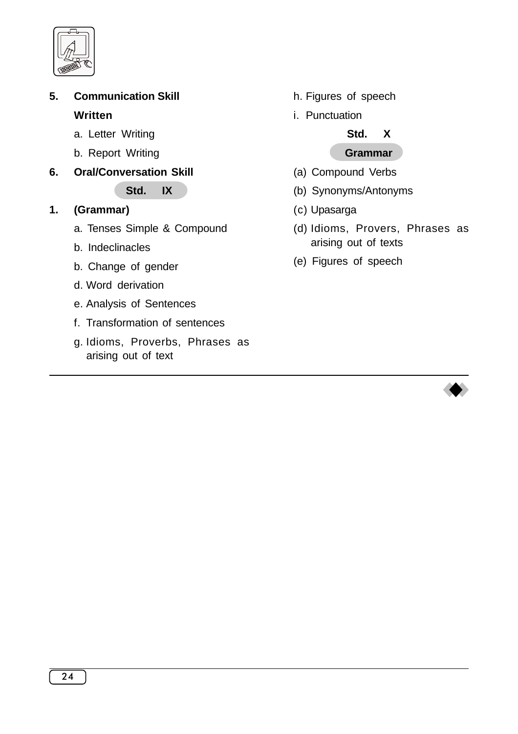**5. Communication Skill**

**Written**

a. Letter Writing

b. Report Writing

**6. Oral/Conversation Skill**

**Std. IX**

**1. (Grammar)**

a. Tenses Simple & Compound

b. Indeclinacles

b. Change of gender

d. Word derivation

e. Analysis of Sentences

f. Transformation of sentences

g. Idioms, Proverbs, Phrases as arising out of text

h. Figures of speech

i. Punctuation

**Std. X**

**Grammar**

(a) Compound Verbs

(b) Synonyms/Antonyms

(c) Upasarga

(d) Idioms, Provers, Phrases as arising out of texts

(e) Figures of speech